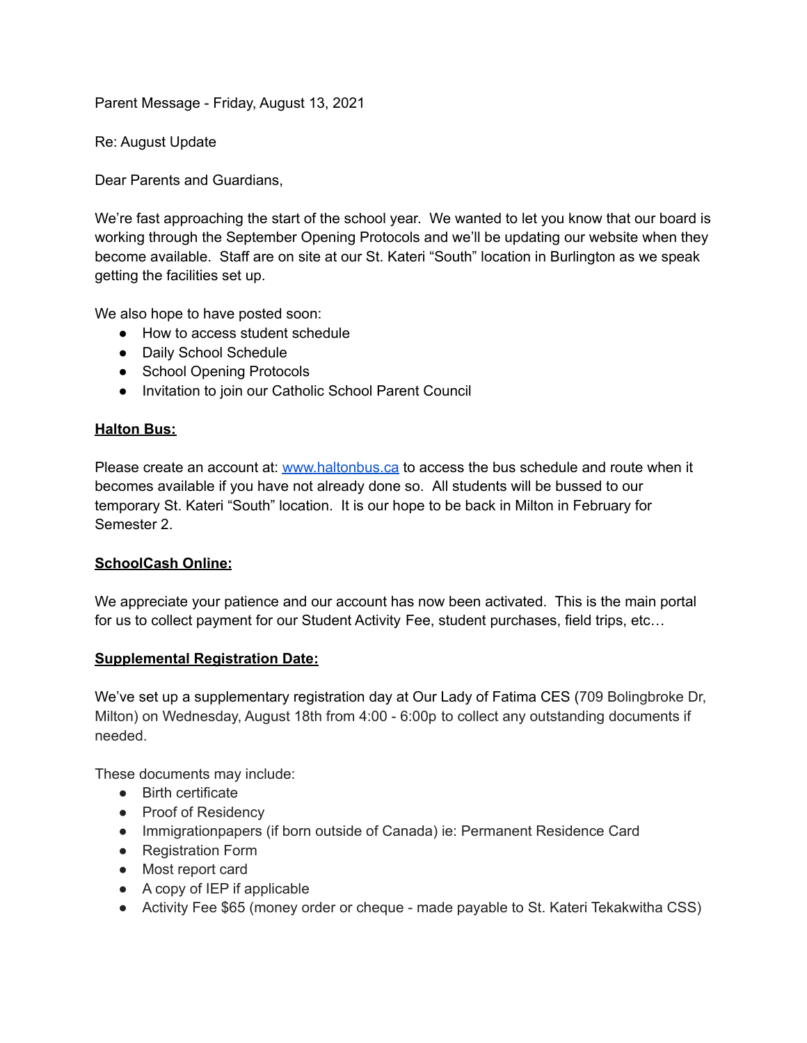Parent Message - Friday, August 13, 2021

Re: August Update

Dear Parents and Guardians,

We're fast approaching the start of the school year. We wanted to let you know that our board is working through the September Opening Protocols and we'll be updating our website when they become available. Staff are on site at our St. Kateri "South" location in Burlington as we speak getting the facilities set up.

We also hope to have posted soon:

- How to access student schedule
- Daily School Schedule
- School Opening Protocols
- Invitation to join our Catholic School Parent Council

**Halton Bus:**

Please create an account at: [www.haltonbus.ca](http://www.haltonbus.ca) to access the bus schedule and route when it becomes available if you have not already done so. All students will be bussed to our temporary St. Kateri "South" location. It is our hope to be back in Milton in February for Semester 2.

**SchoolCash Online:**

We appreciate your patience and our account has now been activated. This is the main portal for us to collect payment for our Student Activity Fee, student purchases, field trips, etc…

**Supplemental Registration Date:**

We've set up a supplementary registration day at Our Lady of Fatima CES (709 Bolingbroke Dr, Milton) on Wednesday, August 18th from 4:00 - 6:00p to collect any outstanding documents if needed.

These documents may include:

- Birth certificate
- Proof of Residency
- Immigrationpapers (if born outside of Canada) ie: Permanent Residence Card
- Registration Form
- Most report card
- A copy of IEP if applicable
- Activity Fee $65 (money order or cheque - made payable to St. Kateri Tekakwitha CSS)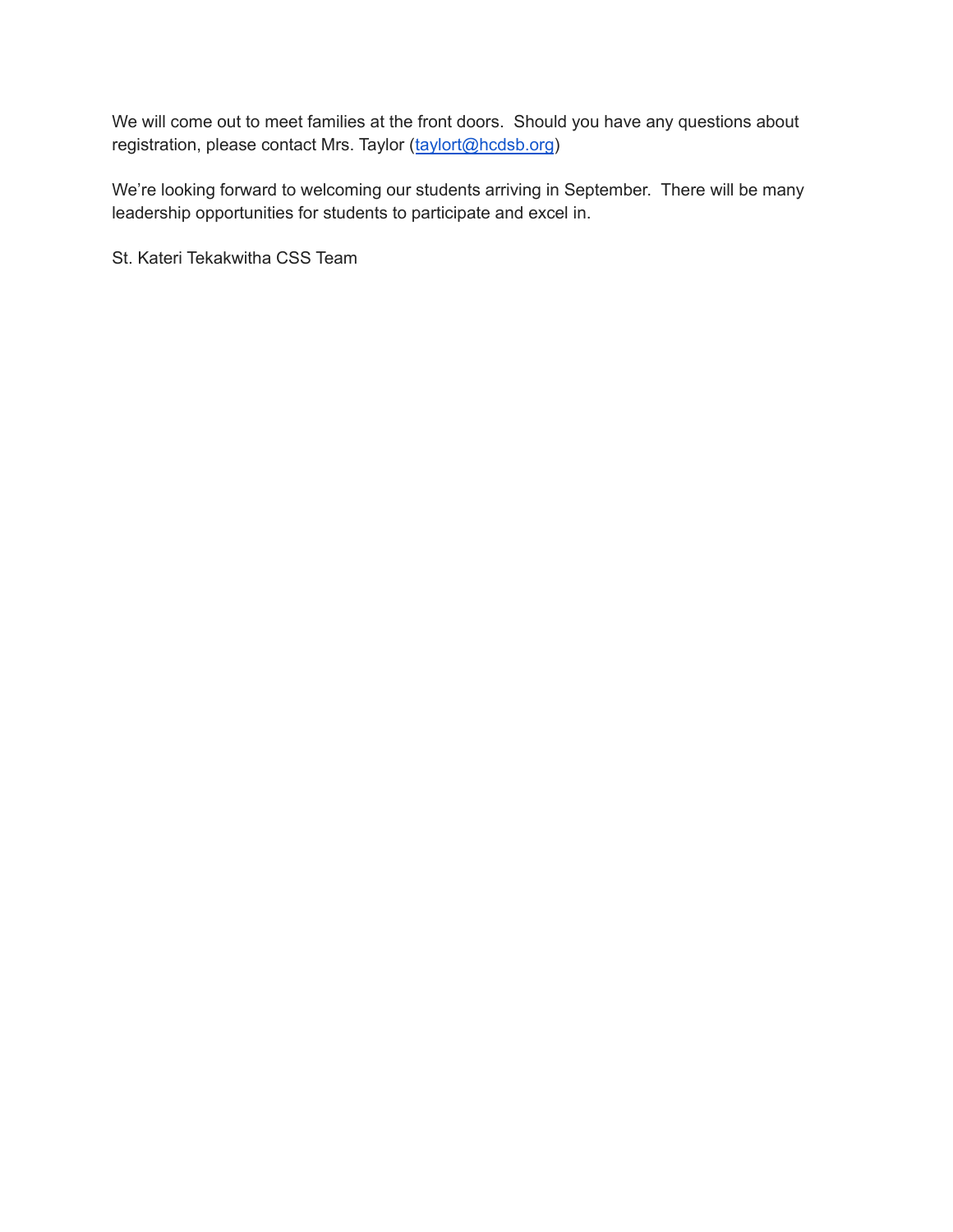We will come out to meet families at the front doors.  Should you have any questions about registration, please contact Mrs. Taylor (taylort@hcdsb.org)

We're looking forward to welcoming our students arriving in September.  There will be many leadership opportunities for students to participate and excel in.

St. Kateri Tekakwitha CSS Team